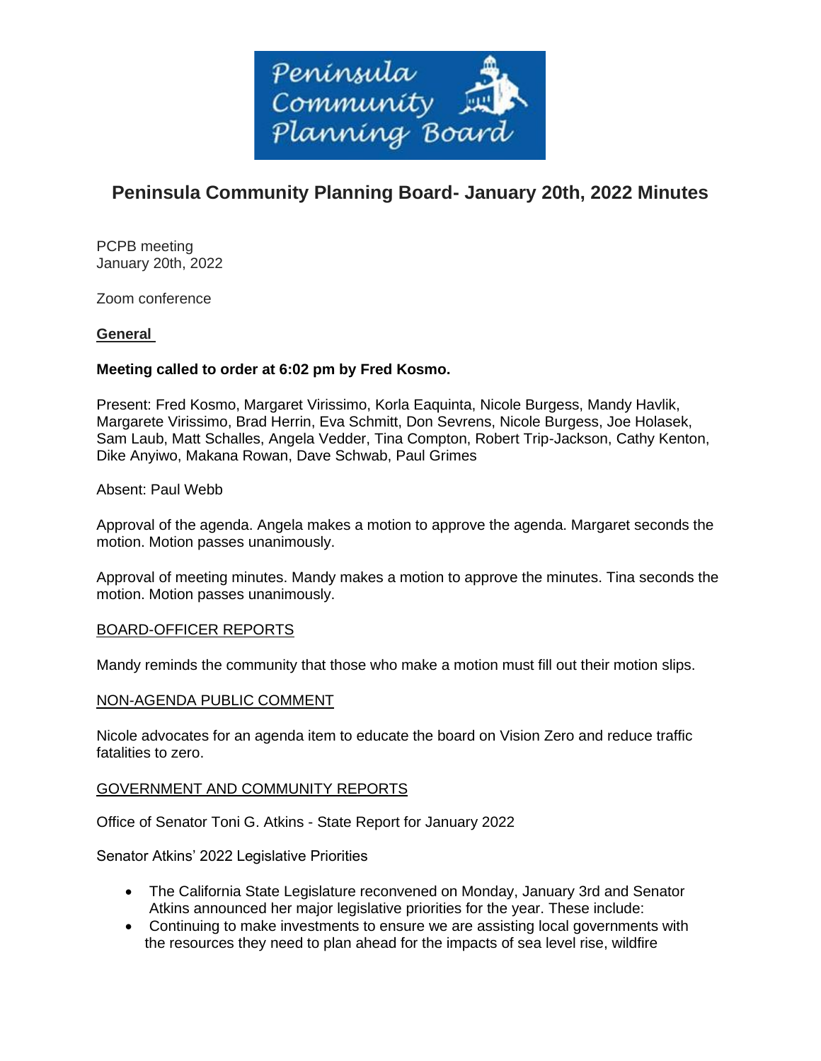# Peninsula Community Planning Board- January 20th, 2022 Minutes

PCPB meeting
January 20th, 2022

Zoom conference

**General**

**Meeting called to order at 6:02 pm by Fred Kosmo.**

Present: Fred Kosmo, Margaret Virissimo, Korla Eaquinta, Nicole Burgess, Mandy Havlik, Margarete Virissimo, Brad Herrin, Eva Schmitt, Don Sevrens, Nicole Burgess, Joe Holasek, Sam Laub, Matt Schalles, Angela Vedder, Tina Compton, Robert Trip-Jackson, Cathy Kenton, Dike Anyiwo, Makana Rowan, Dave Schwab, Paul Grimes

Absent: Paul Webb

Approval of the agenda. Angela makes a motion to approve the agenda. Margaret seconds the motion. Motion passes unanimously.

Approval of meeting minutes. Mandy makes a motion to approve the minutes. Tina seconds the motion. Motion passes unanimously.

BOARD-OFFICER REPORTS

Mandy reminds the community that those who make a motion must fill out their motion slips.

NON-AGENDA PUBLIC COMMENT

Nicole advocates for an agenda item to educate the board on Vision Zero and reduce traffic fatalities to zero.

GOVERNMENT AND COMMUNITY REPORTS

Office of Senator Toni G. Atkins - State Report for January 2022

Senator Atkins' 2022 Legislative Priorities

- The California State Legislature reconvened on Monday, January 3rd and Senator Atkins announced her major legislative priorities for the year. These include:
- Continuing to make investments to ensure we are assisting local governments with the resources they need to plan ahead for the impacts of sea level rise, wildfire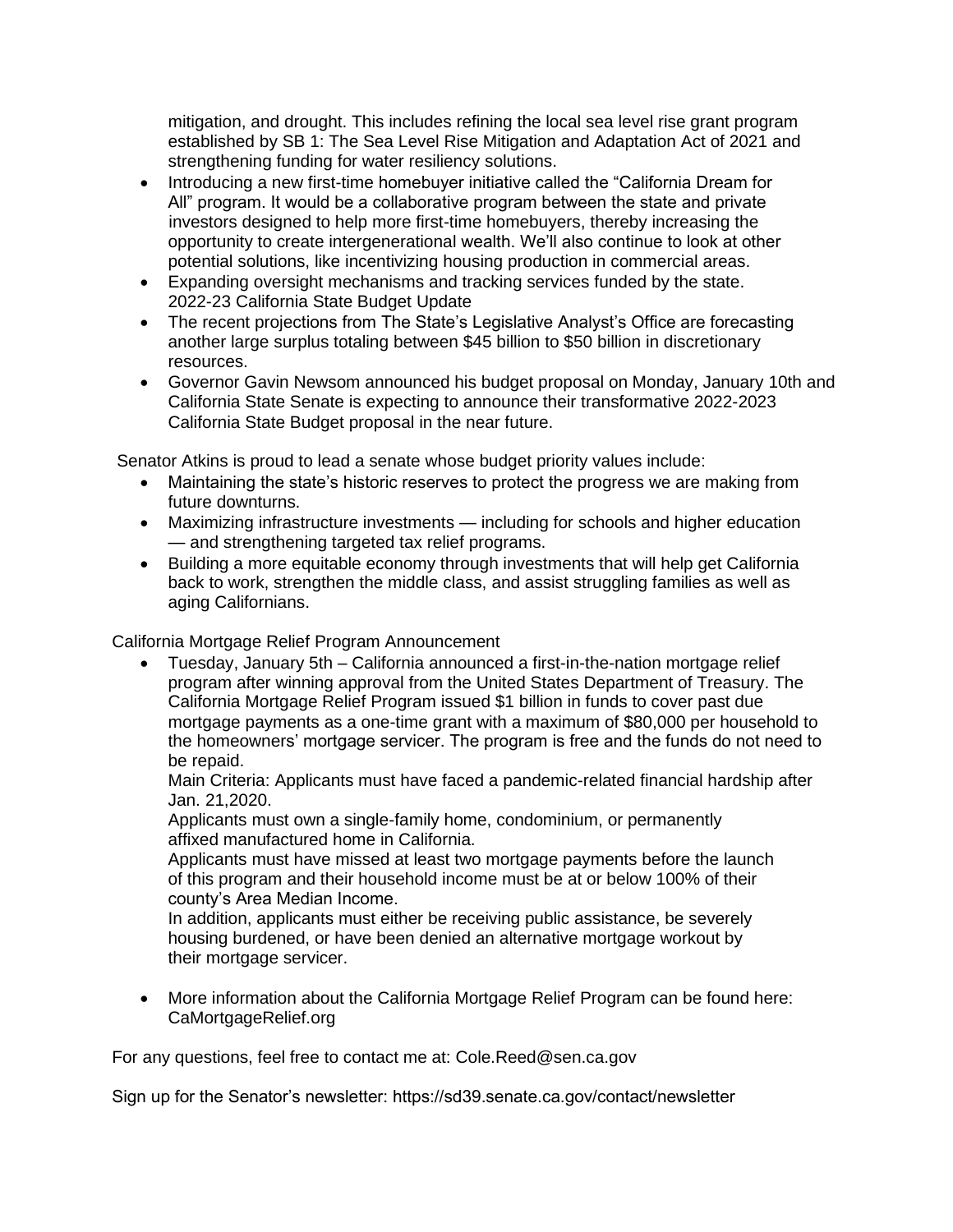mitigation, and drought. This includes refining the local sea level rise grant program established by SB 1: The Sea Level Rise Mitigation and Adaptation Act of 2021 and strengthening funding for water resiliency solutions.

- Introducing a new first-time homebuyer initiative called the "California Dream for All" program. It would be a collaborative program between the state and private investors designed to help more first-time homebuyers, thereby increasing the opportunity to create intergenerational wealth. We'll also continue to look at other potential solutions, like incentivizing housing production in commercial areas.
- Expanding oversight mechanisms and tracking services funded by the state.

2022-23 California State Budget Update

- The recent projections from The State's Legislative Analyst's Office are forecasting another large surplus totaling between $45 billion to $50 billion in discretionary resources.
- Governor Gavin Newsom announced his budget proposal on Monday, January 10th and California State Senate is expecting to announce their transformative 2022-2023 California State Budget proposal in the near future.

Senator Atkins is proud to lead a senate whose budget priority values include:

- Maintaining the state's historic reserves to protect the progress we are making from future downturns.
- Maximizing infrastructure investments — including for schools and higher education — and strengthening targeted tax relief programs.
- Building a more equitable economy through investments that will help get California back to work, strengthen the middle class, and assist struggling families as well as aging Californians.

California Mortgage Relief Program Announcement

- Tuesday, January 5th – California announced a first-in-the-nation mortgage relief program after winning approval from the United States Department of Treasury. The California Mortgage Relief Program issued $1 billion in funds to cover past due mortgage payments as a one-time grant with a maximum of $80,000 per household to the homeowners' mortgage servicer. The program is free and the funds do not need to be repaid.

  Main Criteria: Applicants must have faced a pandemic-related financial hardship after Jan. 21,2020.

  Applicants must own a single-family home, condominium, or permanently affixed manufactured home in California.

  Applicants must have missed at least two mortgage payments before the launch of this program and their household income must be at or below 100% of their county's Area Median Income.

  In addition, applicants must either be receiving public assistance, be severely housing burdened, or have been denied an alternative mortgage workout by their mortgage servicer.

- More information about the California Mortgage Relief Program can be found here: CaMortgageRelief.org

For any questions, feel free to contact me at: Cole.Reed@sen.ca.gov

Sign up for the Senator's newsletter: https://sd39.senate.ca.gov/contact/newsletter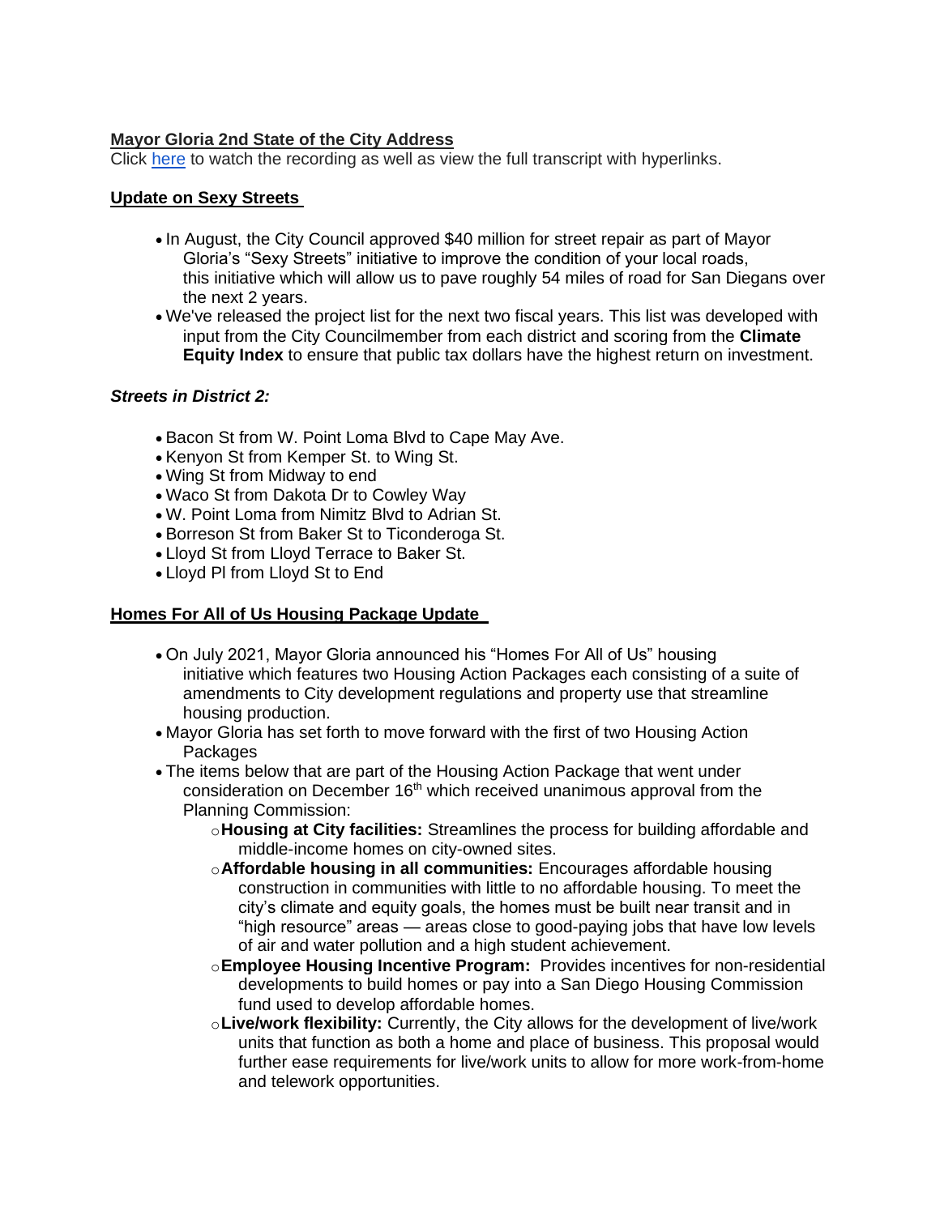**Mayor Gloria 2nd State of the City Address**

Click [here] to watch the recording as well as view the full transcript with hyperlinks.

**Update on Sexy Streets**

- In August, the City Council approved $40 million for street repair as part of Mayor Gloria's "Sexy Streets" initiative to improve the condition of your local roads, this initiative which will allow us to pave roughly 54 miles of road for San Diegans over the next 2 years.
- We've released the project list for the next two fiscal years. This list was developed with input from the City Councilmember from each district and scoring from the **Climate Equity Index** to ensure that public tax dollars have the highest return on investment.

***Streets in District 2:***

- Bacon St from W. Point Loma Blvd to Cape May Ave.
- Kenyon St from Kemper St. to Wing St.
- Wing St from Midway to end
- Waco St from Dakota Dr to Cowley Way
- W. Point Loma from Nimitz Blvd to Adrian St.
- Borreson St from Baker St to Ticonderoga St.
- Lloyd St from Lloyd Terrace to Baker St.
- Lloyd Pl from Lloyd St to End

**Homes For All of Us Housing Package Update**

- On July 2021, Mayor Gloria announced his "Homes For All of Us" housing initiative which features two Housing Action Packages each consisting of a suite of amendments to City development regulations and property use that streamline housing production.
- Mayor Gloria has set forth to move forward with the first of two Housing Action Packages
- The items below that are part of the Housing Action Package that went under consideration on December 16th which received unanimous approval from the Planning Commission:
  - **Housing at City facilities:** Streamlines the process for building affordable and middle-income homes on city-owned sites.
  - **Affordable housing in all communities:** Encourages affordable housing construction in communities with little to no affordable housing. To meet the city's climate and equity goals, the homes must be built near transit and in "high resource" areas — areas close to good-paying jobs that have low levels of air and water pollution and a high student achievement.
  - **Employee Housing Incentive Program:** Provides incentives for non-residential developments to build homes or pay into a San Diego Housing Commission fund used to develop affordable homes.
  - **Live/work flexibility:** Currently, the City allows for the development of live/work units that function as both a home and place of business. This proposal would further ease requirements for live/work units to allow for more work-from-home and telework opportunities.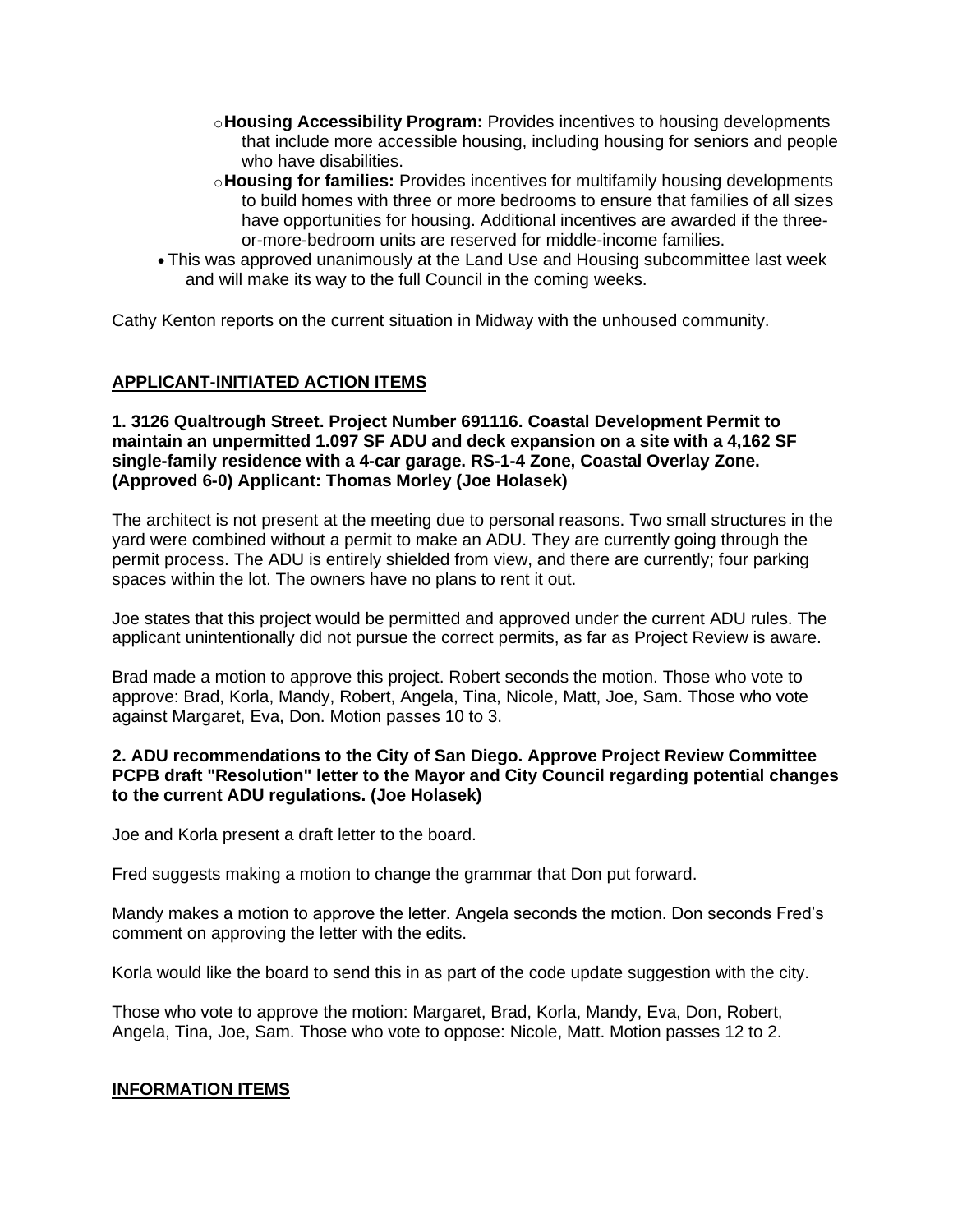- **Housing Accessibility Program:** Provides incentives to housing developments that include more accessible housing, including housing for seniors and people who have disabilities.
  - **Housing for families:** Provides incentives for multifamily housing developments to build homes with three or more bedrooms to ensure that families of all sizes have opportunities for housing. Additional incentives are awarded if the three-or-more-bedroom units are reserved for middle-income families.
- This was approved unanimously at the Land Use and Housing subcommittee last week and will make its way to the full Council in the coming weeks.

Cathy Kenton reports on the current situation in Midway with the unhoused community.

## APPLICANT-INITIATED ACTION ITEMS

**1. 3126 Qualtrough Street. Project Number 691116. Coastal Development Permit to maintain an unpermitted 1.097 SF ADU and deck expansion on a site with a 4,162 SF single-family residence with a 4-car garage. RS-1-4 Zone, Coastal Overlay Zone. (Approved 6-0) Applicant: Thomas Morley (Joe Holasek)**

The architect is not present at the meeting due to personal reasons. Two small structures in the yard were combined without a permit to make an ADU. They are currently going through the permit process. The ADU is entirely shielded from view, and there are currently; four parking spaces within the lot. The owners have no plans to rent it out.

Joe states that this project would be permitted and approved under the current ADU rules. The applicant unintentionally did not pursue the correct permits, as far as Project Review is aware.

Brad made a motion to approve this project. Robert seconds the motion. Those who vote to approve: Brad, Korla, Mandy, Robert, Angela, Tina, Nicole, Matt, Joe, Sam. Those who vote against Margaret, Eva, Don. Motion passes 10 to 3.

**2. ADU recommendations to the City of San Diego. Approve Project Review Committee PCPB draft "Resolution" letter to the Mayor and City Council regarding potential changes to the current ADU regulations. (Joe Holasek)**

Joe and Korla present a draft letter to the board.

Fred suggests making a motion to change the grammar that Don put forward.

Mandy makes a motion to approve the letter. Angela seconds the motion. Don seconds Fred's comment on approving the letter with the edits.

Korla would like the board to send this in as part of the code update suggestion with the city.

Those who vote to approve the motion: Margaret, Brad, Korla, Mandy, Eva, Don, Robert, Angela, Tina, Joe, Sam. Those who vote to oppose: Nicole, Matt. Motion passes 12 to 2.

## INFORMATION ITEMS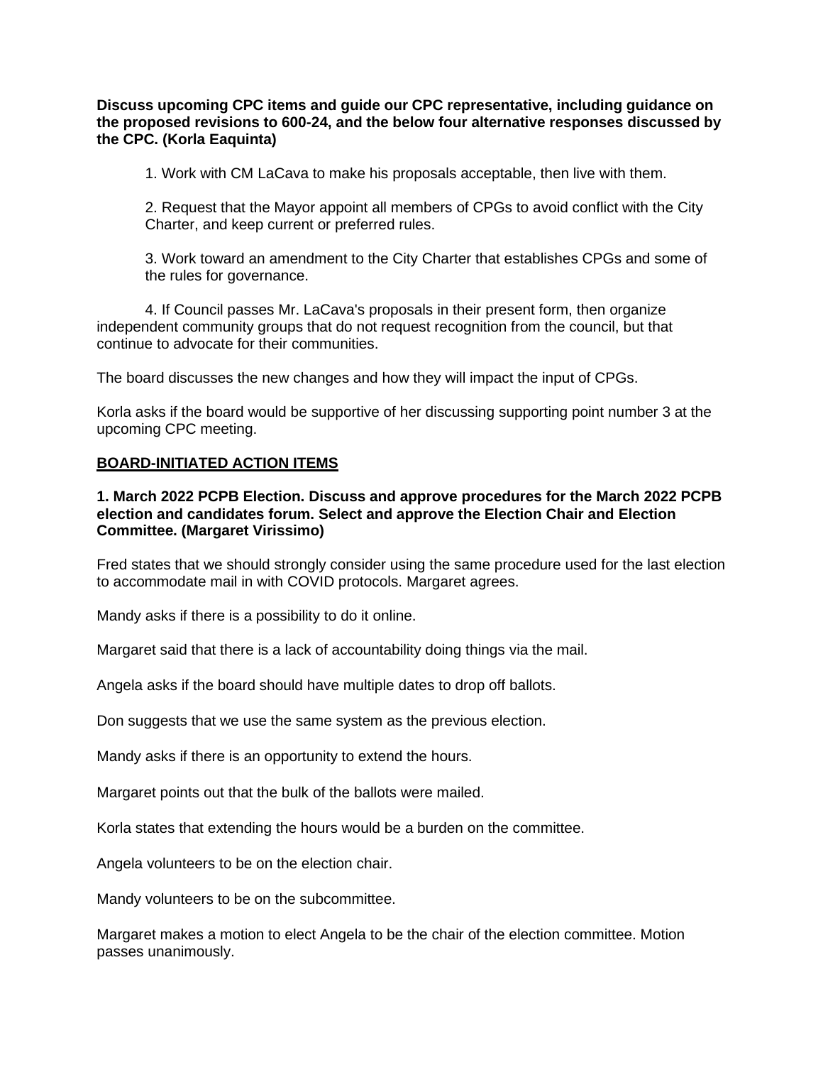**Discuss upcoming CPC items and guide our CPC representative, including guidance on the proposed revisions to 600-24, and the below four alternative responses discussed by the CPC. (Korla Eaquinta)**

1. Work with CM LaCava to make his proposals acceptable, then live with them.

2. Request that the Mayor appoint all members of CPGs to avoid conflict with the City Charter, and keep current or preferred rules.

3. Work toward an amendment to the City Charter that establishes CPGs and some of the rules for governance.

4. If Council passes Mr. LaCava's proposals in their present form, then organize independent community groups that do not request recognition from the council, but that continue to advocate for their communities.

The board discusses the new changes and how they will impact the input of CPGs.

Korla asks if the board would be supportive of her discussing supporting point number 3 at the upcoming CPC meeting.

## BOARD-INITIATED ACTION ITEMS

**1. March 2022 PCPB Election. Discuss and approve procedures for the March 2022 PCPB election and candidates forum. Select and approve the Election Chair and Election Committee. (Margaret Virissimo)**

Fred states that we should strongly consider using the same procedure used for the last election to accommodate mail in with COVID protocols. Margaret agrees.

Mandy asks if there is a possibility to do it online.

Margaret said that there is a lack of accountability doing things via the mail.

Angela asks if the board should have multiple dates to drop off ballots.

Don suggests that we use the same system as the previous election.

Mandy asks if there is an opportunity to extend the hours.

Margaret points out that the bulk of the ballots were mailed.

Korla states that extending the hours would be a burden on the committee.

Angela volunteers to be on the election chair.

Mandy volunteers to be on the subcommittee.

Margaret makes a motion to elect Angela to be the chair of the election committee. Motion passes unanimously.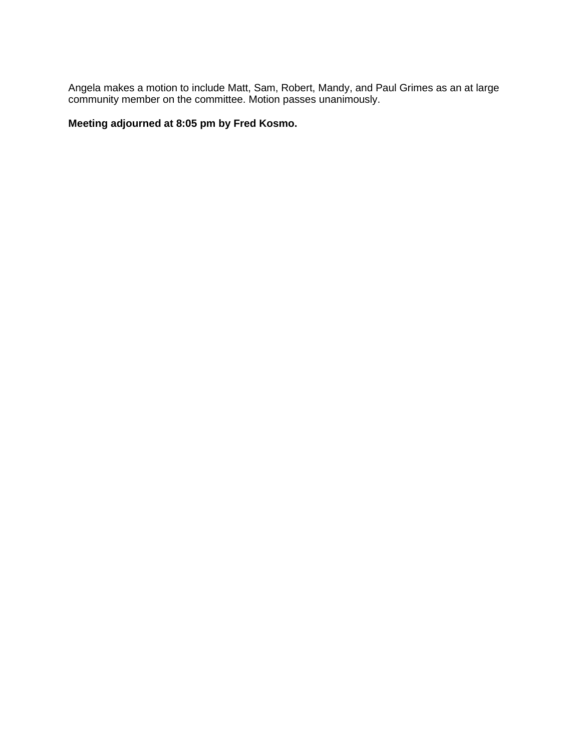Angela makes a motion to include Matt, Sam, Robert, Mandy, and Paul Grimes as an at large community member on the committee. Motion passes unanimously.

**Meeting adjourned at 8:05 pm by Fred Kosmo.**